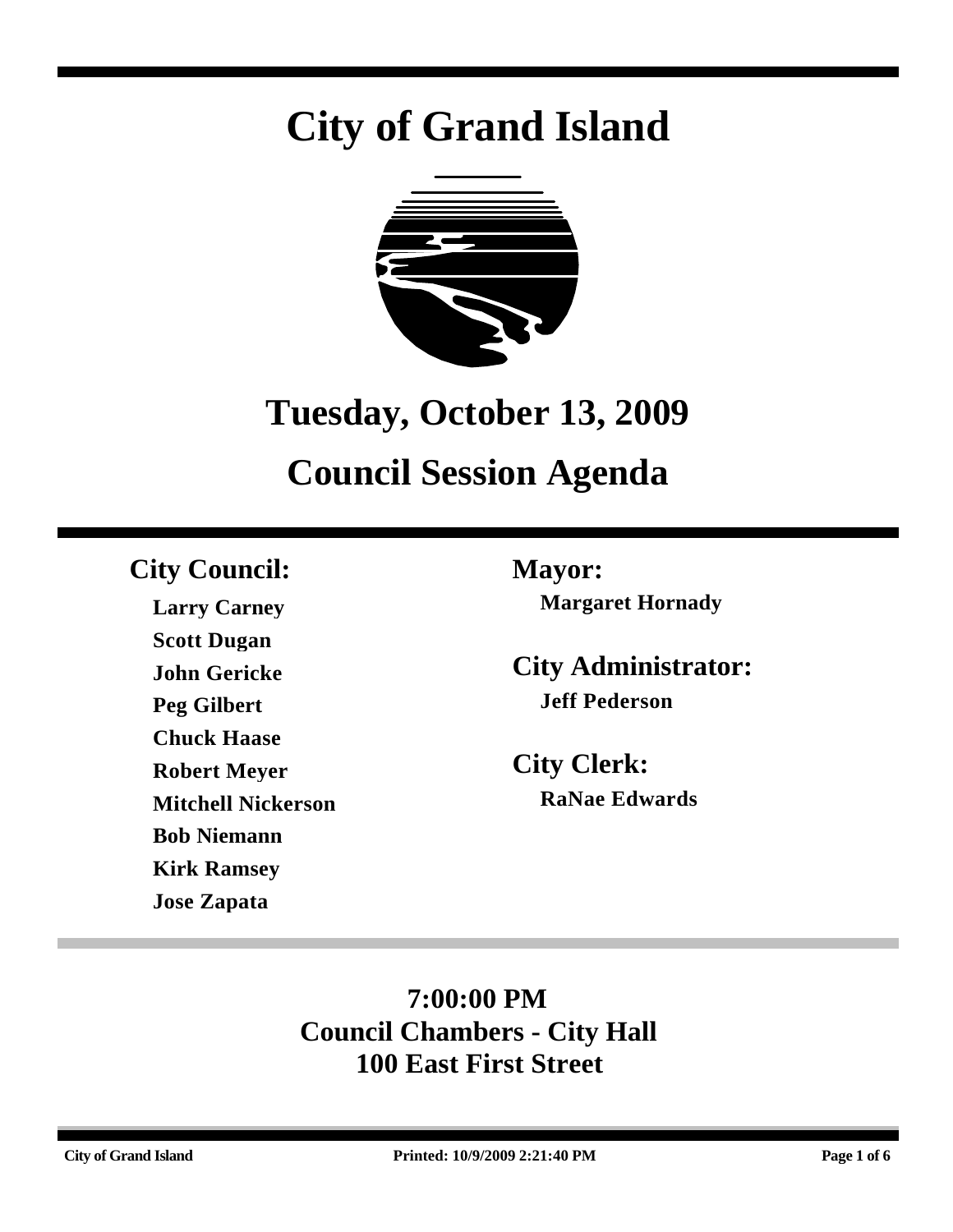# City of Grand Island

## Tuesday, October 13, 2009

## Council Session Agenda

**City Council:**

**Larry Carney**
**Scott Dugan**
**John Gericke**
**Peg Gilbert**
**Chuck Haase**
**Robert Meyer**
**Mitchell Nickerson**
**Bob Niemann**
**Kirk Ramsey**
**Jose Zapata**

**Mayor:**

**Margaret Hornady**

**City Administrator:**

**Jeff Pederson**

**City Clerk:**

**RaNae Edwards**

**7:00:00 PM**
**Council Chambers - City Hall**
**100 East First Street**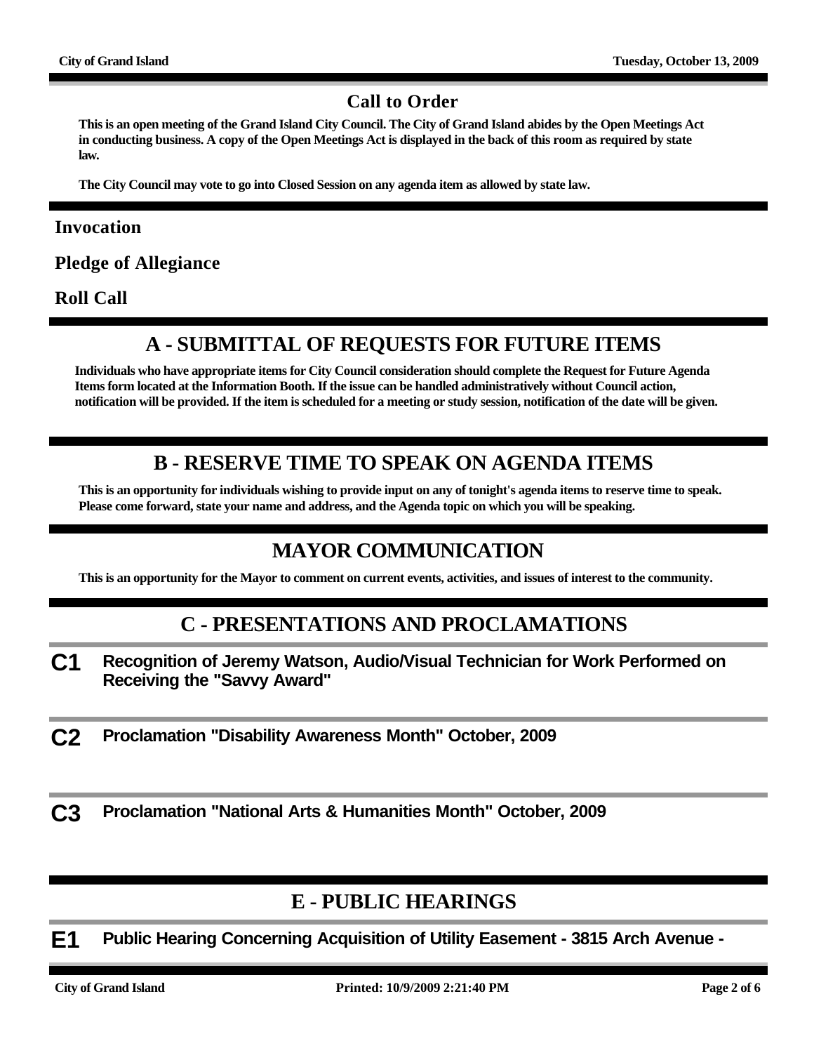## Call to Order

**This is an open meeting of the Grand Island City Council. The City of Grand Island abides by the Open Meetings Act in conducting business. A copy of the Open Meetings Act is displayed in the back of this room as required by state law.**

**The City Council may vote to go into Closed Session on any agenda item as allowed by state law.**

### Invocation

### Pledge of Allegiance

### Roll Call

## A - SUBMITTAL OF REQUESTS FOR FUTURE ITEMS

**Individuals who have appropriate items for City Council consideration should complete the Request for Future Agenda Items form located at the Information Booth. If the issue can be handled administratively without Council action, notification will be provided. If the item is scheduled for a meeting or study session, notification of the date will be given.**

## B - RESERVE TIME TO SPEAK ON AGENDA ITEMS

**This is an opportunity for individuals wishing to provide input on any of tonight's agenda items to reserve time to speak. Please come forward, state your name and address, and the Agenda topic on which you will be speaking.**

## MAYOR COMMUNICATION

**This is an opportunity for the Mayor to comment on current events, activities, and issues of interest to the community.**

## C - PRESENTATIONS AND PROCLAMATIONS

**C1** **Recognition of Jeremy Watson, Audio/Visual Technician for Work Performed on Receiving the "Savvy Award"**

**C2** **Proclamation "Disability Awareness Month" October, 2009**

**C3** **Proclamation "National Arts & Humanities Month" October, 2009**

## E - PUBLIC HEARINGS

**E1** **Public Hearing Concerning Acquisition of Utility Easement - 3815 Arch Avenue -**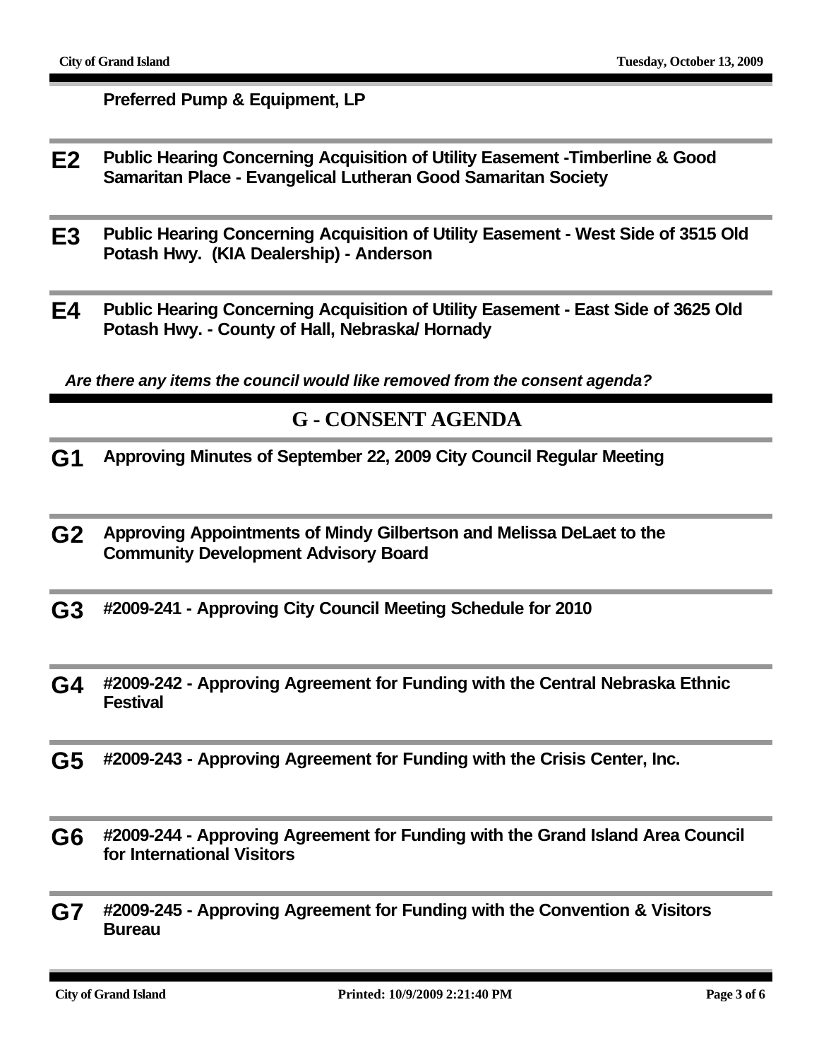**Preferred Pump & Equipment, LP**

**E2** **Public Hearing Concerning Acquisition of Utility Easement -Timberline & Good Samaritan Place - Evangelical Lutheran Good Samaritan Society**

**E3** **Public Hearing Concerning Acquisition of Utility Easement - West Side of 3515 Old Potash Hwy. (KIA Dealership) - Anderson**

**E4** **Public Hearing Concerning Acquisition of Utility Easement - East Side of 3625 Old Potash Hwy. - County of Hall, Nebraska/ Hornady**

***Are there any items the council would like removed from the consent agenda?***

## G - CONSENT AGENDA

**G1** **Approving Minutes of September 22, 2009 City Council Regular Meeting**

**G2** **Approving Appointments of Mindy Gilbertson and Melissa DeLaet to the Community Development Advisory Board**

**G3** **#2009-241 - Approving City Council Meeting Schedule for 2010**

**G4** **#2009-242 - Approving Agreement for Funding with the Central Nebraska Ethnic Festival**

**G5** **#2009-243 - Approving Agreement for Funding with the Crisis Center, Inc.**

**G6** **#2009-244 - Approving Agreement for Funding with the Grand Island Area Council for International Visitors**

**G7** **#2009-245 - Approving Agreement for Funding with the Convention & Visitors Bureau**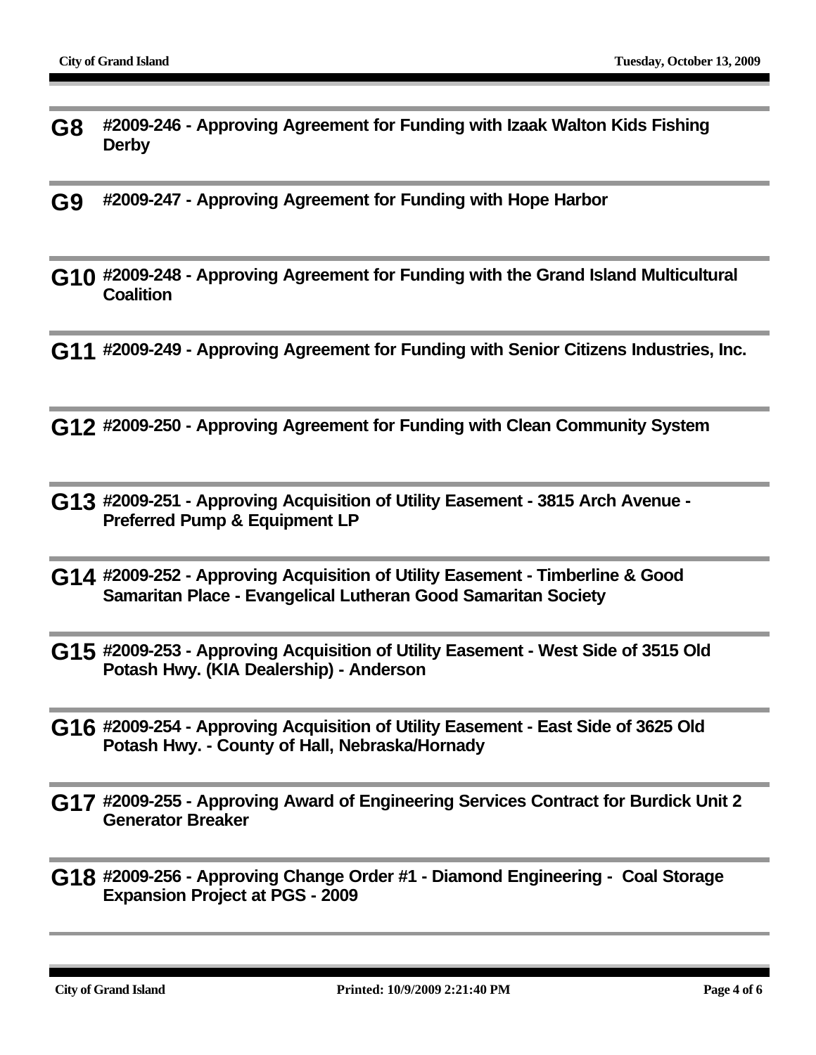**G8** **#2009-246 - Approving Agreement for Funding with Izaak Walton Kids Fishing Derby**

---

**G9** **#2009-247 - Approving Agreement for Funding with Hope Harbor**

---

**G10** **#2009-248 - Approving Agreement for Funding with the Grand Island Multicultural Coalition**

---

**G11** **#2009-249 - Approving Agreement for Funding with Senior Citizens Industries, Inc.**

---

**G12** **#2009-250 - Approving Agreement for Funding with Clean Community System**

---

**G13** **#2009-251 - Approving Acquisition of Utility Easement - 3815 Arch Avenue - Preferred Pump & Equipment LP**

---

**G14** **#2009-252 - Approving Acquisition of Utility Easement - Timberline & Good Samaritan Place - Evangelical Lutheran Good Samaritan Society**

---

**G15** **#2009-253 - Approving Acquisition of Utility Easement - West Side of 3515 Old Potash Hwy. (KIA Dealership) - Anderson**

---

**G16** **#2009-254 - Approving Acquisition of Utility Easement - East Side of 3625 Old Potash Hwy. - County of Hall, Nebraska/Hornady**

---

**G17** **#2009-255 - Approving Award of Engineering Services Contract for Burdick Unit 2 Generator Breaker**

---

**G18** **#2009-256 - Approving Change Order #1 - Diamond Engineering - Coal Storage Expansion Project at PGS - 2009**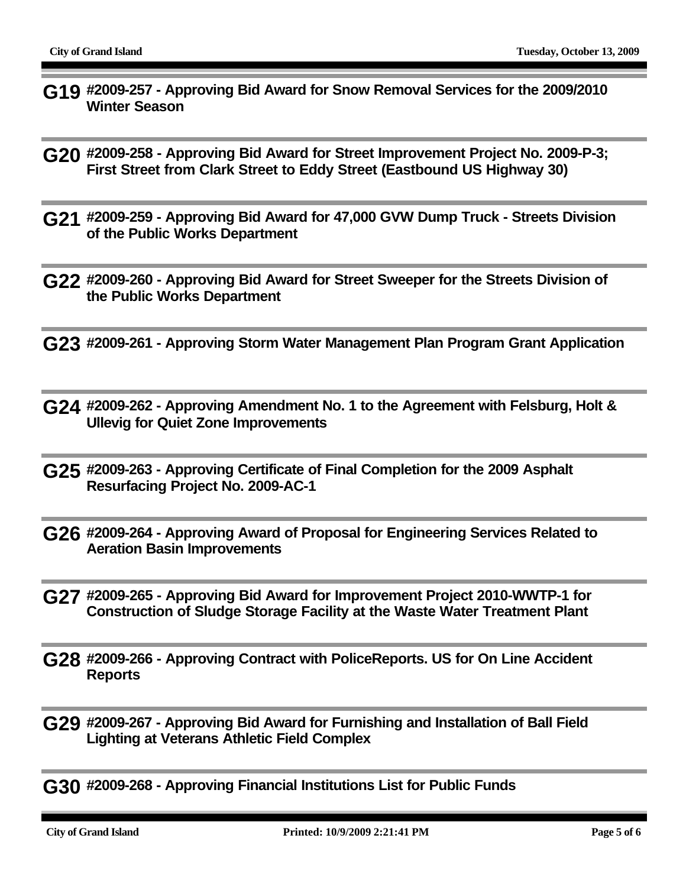**G19** **#2009-257 - Approving Bid Award for Snow Removal Services for the 2009/2010 Winter Season**

---

**G20** **#2009-258 - Approving Bid Award for Street Improvement Project No. 2009-P-3; First Street from Clark Street to Eddy Street (Eastbound US Highway 30)**

---

**G21** **#2009-259 - Approving Bid Award for 47,000 GVW Dump Truck - Streets Division of the Public Works Department**

---

**G22** **#2009-260 - Approving Bid Award for Street Sweeper for the Streets Division of the Public Works Department**

---

**G23** **#2009-261 - Approving Storm Water Management Plan Program Grant Application**

---

**G24** **#2009-262 - Approving Amendment No. 1 to the Agreement with Felsburg, Holt & Ullevig for Quiet Zone Improvements**

---

**G25** **#2009-263 - Approving Certificate of Final Completion for the 2009 Asphalt Resurfacing Project No. 2009-AC-1**

---

**G26** **#2009-264 - Approving Award of Proposal for Engineering Services Related to Aeration Basin Improvements**

---

**G27** **#2009-265 - Approving Bid Award for Improvement Project 2010-WWTP-1 for Construction of Sludge Storage Facility at the Waste Water Treatment Plant**

---

**G28** **#2009-266 - Approving Contract with PoliceReports. US for On Line Accident Reports**

---

**G29** **#2009-267 - Approving Bid Award for Furnishing and Installation of Ball Field Lighting at Veterans Athletic Field Complex**

---

**G30** **#2009-268 - Approving Financial Institutions List for Public Funds**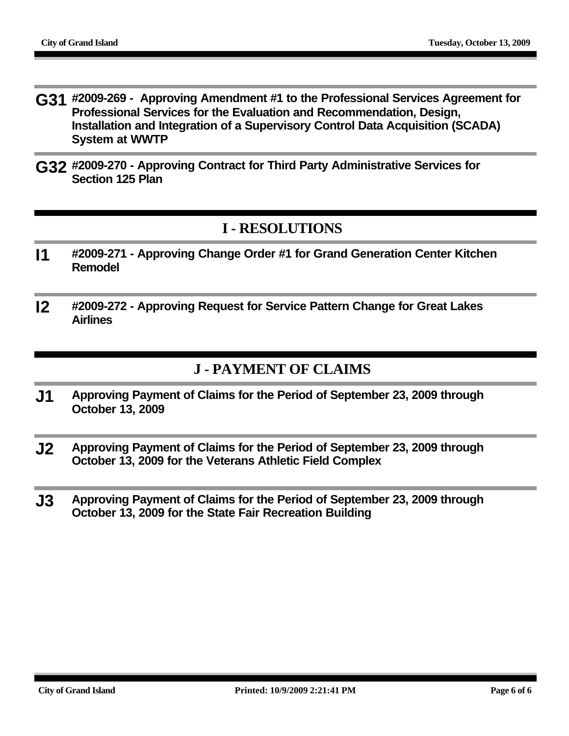**G31** **#2009-269 - Approving Amendment #1 to the Professional Services Agreement for Professional Services for the Evaluation and Recommendation, Design, Installation and Integration of a Supervisory Control Data Acquisition (SCADA) System at WWTP**

**G32** **#2009-270 - Approving Contract for Third Party Administrative Services for Section 125 Plan**

## I - RESOLUTIONS

**I1** **#2009-271 - Approving Change Order #1 for Grand Generation Center Kitchen Remodel**

**I2** **#2009-272 - Approving Request for Service Pattern Change for Great Lakes Airlines**

## J - PAYMENT OF CLAIMS

**J1** **Approving Payment of Claims for the Period of September 23, 2009 through October 13, 2009**

**J2** **Approving Payment of Claims for the Period of September 23, 2009 through October 13, 2009 for the Veterans Athletic Field Complex**

**J3** **Approving Payment of Claims for the Period of September 23, 2009 through October 13, 2009 for the State Fair Recreation Building**